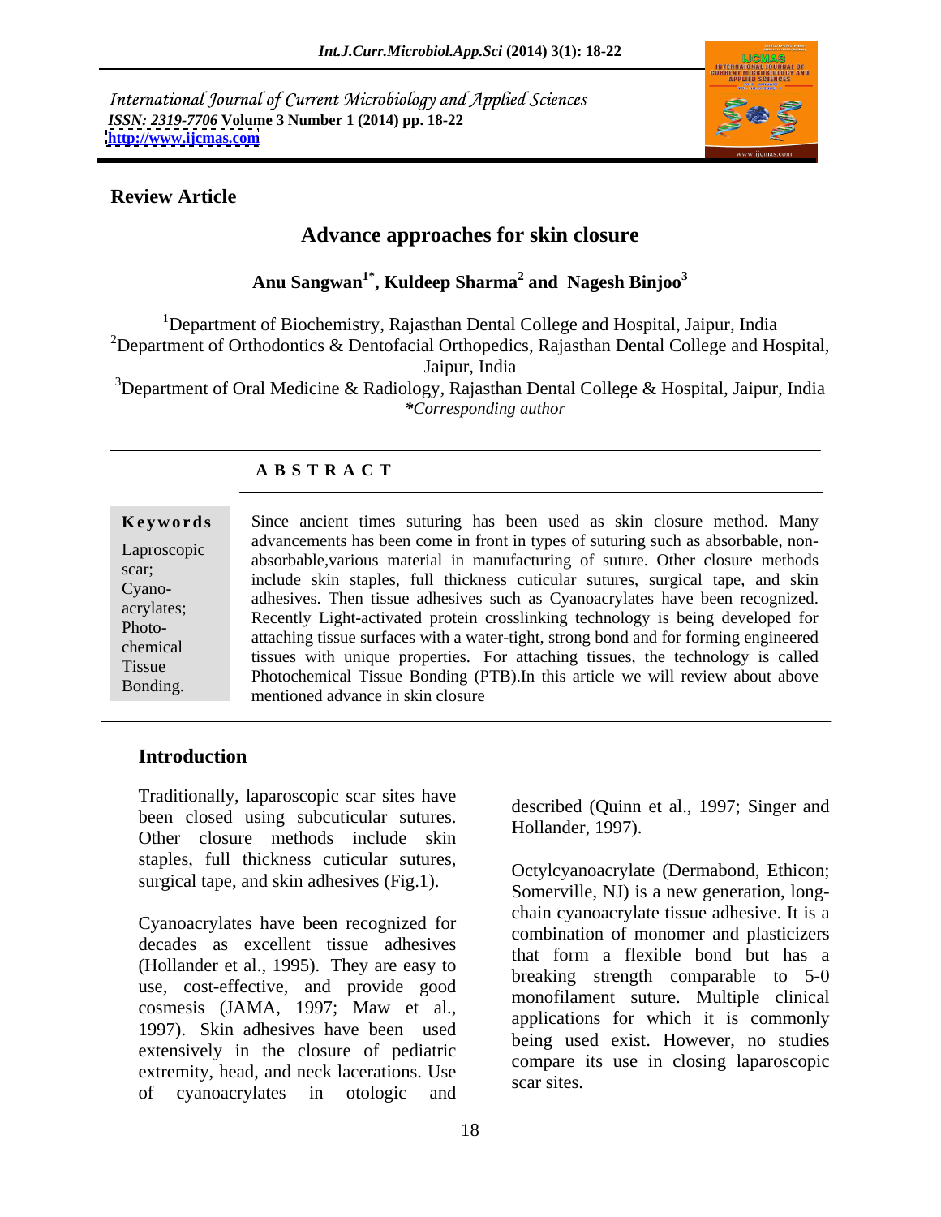International Journal of Current Microbiology and Applied Sciences
*ISSN: 2319-7706* **Volume 3 Number 1 (2014) pp. 18-22**
**http://www.ijcmas.com**

**Review Article**

# Advance approaches for skin closure

**Anu Sangwan[1*], Kuldeep Sharma[2] and Nagesh Binjoo[3]**

[1]Department of Biochemistry, Rajasthan Dental College and Hospital, Jaipur, India
[2]Department of Orthodontics & Dentofacial Orthopedics, Rajasthan Dental College and Hospital, Jaipur, India
[3]Department of Oral Medicine & Radiology, Rajasthan Dental College & Hospital, Jaipur, India
*\*Corresponding author*

## A B S T R A C T

**Keywords**

Laproscopic scar; Cyano-acrylates; Photo-chemical Tissue Bonding.

Since ancient times suturing has been used as skin closure method. Many advancements has been come in front in types of suturing such as absorbable, non-absorbable,various material in manufacturing of suture. Other closure methods include skin staples, full thickness cuticular sutures, surgical tape, and skin adhesives. Then tissue adhesives such as Cyanoacrylates have been recognized. Recently Light-activated protein crosslinking technology is being developed for attaching tissue surfaces with a water-tight, strong bond and for forming engineered tissues with unique properties. For attaching tissues, the technology is called Photochemical Tissue Bonding (PTB).In this article we will review about above mentioned advance in skin closure

## Introduction

Traditionally, laparoscopic scar sites have been closed using subcuticular sutures. Other closure methods include skin staples, full thickness cuticular sutures, surgical tape, and skin adhesives (Fig.1).

Cyanoacrylates have been recognized for decades as excellent tissue adhesives (Hollander et al., 1995). They are easy to use, cost-effective, and provide good cosmesis (JAMA, 1997; Maw et al., 1997). Skin adhesives have been used extensively in the closure of pediatric extremity, head, and neck lacerations. Use of cyanoacrylates in otologic and described (Quinn et al., 1997; Singer and Hollander, 1997).

Octylcyanoacrylate (Dermabond, Ethicon; Somerville, NJ) is a new generation, long-chain cyanoacrylate tissue adhesive. It is a combination of monomer and plasticizers that form a flexible bond but has a breaking strength comparable to 5-0 monofilament suture. Multiple clinical applications for which it is commonly being used exist. However, no studies compare its use in closing laparoscopic scar sites.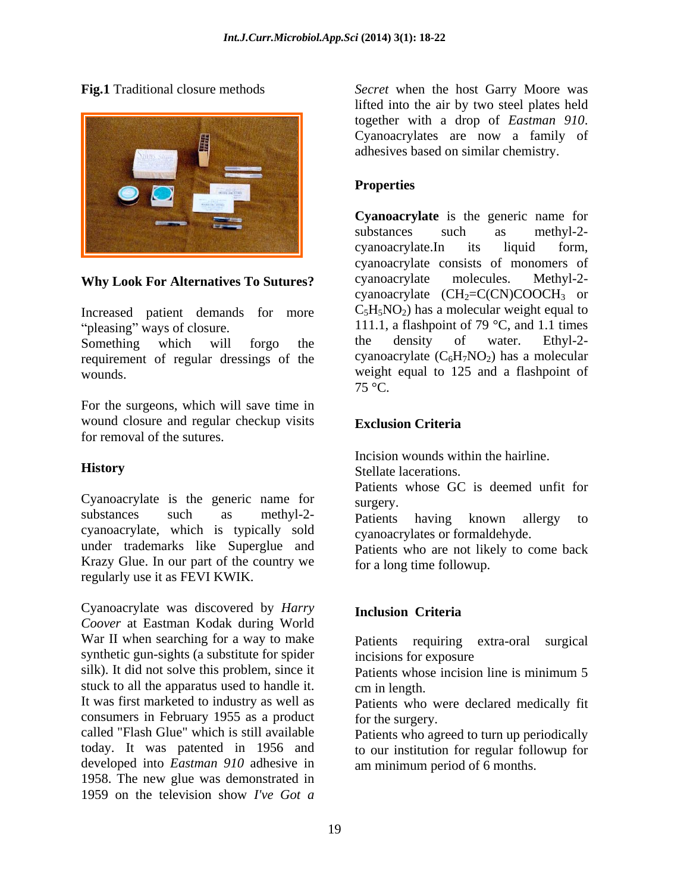**Fig.1** Traditional closure methods

## Why Look For Alternatives To Sutures?

Increased patient demands for more "pleasing" ways of closure.
Something which will forgo the requirement of regular dressings of the wounds.

For the surgeons, which will save time in wound closure and regular checkup visits for removal of the sutures.

## History

Cyanoacrylate is the generic name for substances such as methyl-2-cyanoacrylate, which is typically sold under trademarks like Superglue and Krazy Glue. In our part of the country we regularly use it as FEVI KWIK.

Cyanoacrylate was discovered by *Harry Coover* at Eastman Kodak during World War II when searching for a way to make synthetic gun-sights (a substitute for spider silk). It did not solve this problem, since it stuck to all the apparatus used to handle it. It was first marketed to industry as well as consumers in February 1955 as a product called "Flash Glue" which is still available today. It was patented in 1956 and developed into *Eastman 910* adhesive in 1958. The new glue was demonstrated in 1959 on the television show *I've Got a Secret* when the host Garry Moore was lifted into the air by two steel plates held together with a drop of *Eastman 910*. Cyanoacrylates are now a family of adhesives based on similar chemistry.

## Properties

**Cyanoacrylate** is the generic name for substances such as methyl-2-cyanoacrylate.In its liquid form, cyanoacrylate consists of monomers of cyanoacrylate molecules. Methyl-2-cyanoacrylate ($CH_2=C(CN)COOCH_3$ or $C_5H_5NO_2$) has a molecular weight equal to 111.1, a flashpoint of 79 °C, and 1.1 times the density of water. Ethyl-2-cyanoacrylate ($C_6H_7NO_2$) has a molecular weight equal to 125 and a flashpoint of 75 °C.

## Exclusion Criteria

Incision wounds within the hairline.
Stellate lacerations.
Patients whose GC is deemed unfit for surgery.
Patients having known allergy to cyanoacrylates or formaldehyde.
Patients who are not likely to come back for a long time followup.

## Inclusion Criteria

Patients requiring extra-oral surgical incisions for exposure
Patients whose incision line is minimum 5 cm in length.
Patients who were declared medically fit for the surgery.
Patients who agreed to turn up periodically to our institution for regular followup for am minimum period of 6 months.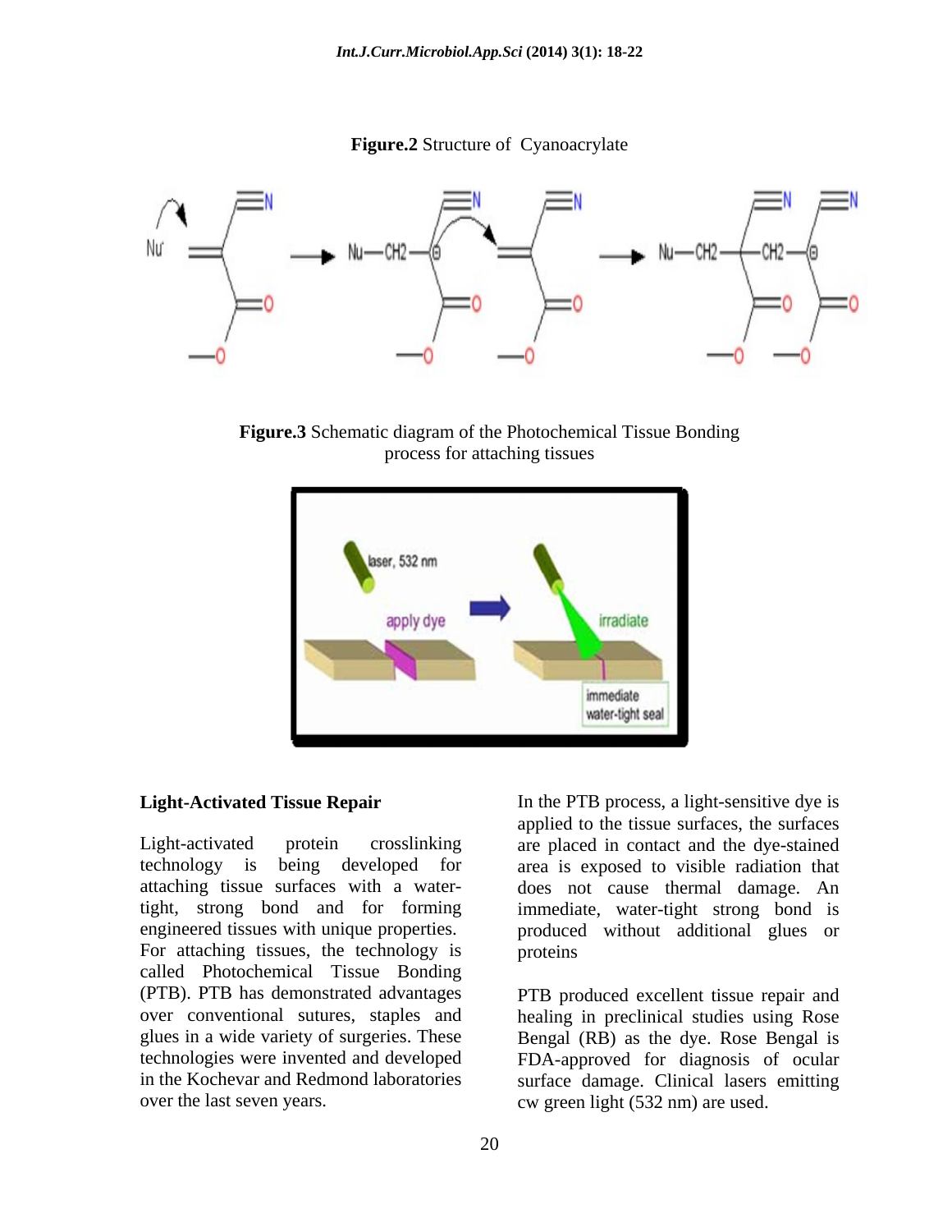**Figure.2** Structure of Cyanoacrylate

**Figure.3** Schematic diagram of the Photochemical Tissue Bonding process for attaching tissues

## Light-Activated Tissue Repair

Light-activated protein crosslinking technology is being developed for attaching tissue surfaces with a water-tight, strong bond and for forming engineered tissues with unique properties. For attaching tissues, the technology is called Photochemical Tissue Bonding (PTB). PTB has demonstrated advantages over conventional sutures, staples and glues in a wide variety of surgeries. These technologies were invented and developed in the Kochevar and Redmond laboratories over the last seven years.

In the PTB process, a light-sensitive dye is applied to the tissue surfaces, the surfaces are placed in contact and the dye-stained area is exposed to visible radiation that does not cause thermal damage. An immediate, water-tight strong bond is produced without additional glues or proteins

PTB produced excellent tissue repair and healing in preclinical studies using Rose Bengal (RB) as the dye. Rose Bengal is FDA-approved for diagnosis of ocular surface damage. Clinical lasers emitting cw green light (532 nm) are used.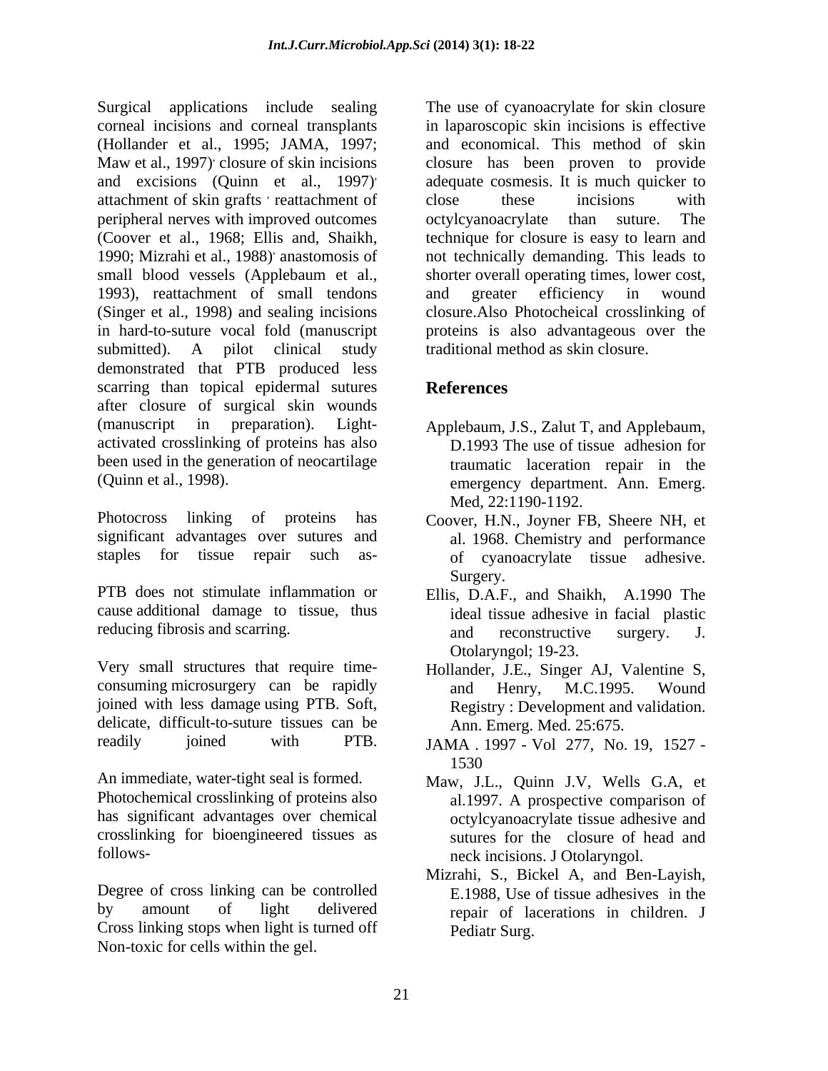Surgical applications include sealing corneal incisions and corneal transplants (Hollander et al., 1995; JAMA, 1997; Maw et al., 1997)' closure of skin incisions and excisions (Quinn et al., 1997)' attachment of skin grafts ' reattachment of peripheral nerves with improved outcomes (Coover et al., 1968; Ellis and, Shaikh, 1990; Mizrahi et al., 1988)' anastomosis of small blood vessels (Applebaum et al., 1993), reattachment of small tendons (Singer et al., 1998) and sealing incisions in hard-to-suture vocal fold (manuscript submitted). A pilot clinical study demonstrated that PTB produced less scarring than topical epidermal sutures after closure of surgical skin wounds (manuscript in preparation). Light-activated crosslinking of proteins has also been used in the generation of neocartilage (Quinn et al., 1998).

Photocross linking of proteins has significant advantages over sutures and staples for tissue repair such as-

PTB does not stimulate inflammation or cause additional damage to tissue, thus reducing fibrosis and scarring.

Very small structures that require time-consuming microsurgery can be rapidly joined with less damage using PTB. Soft, delicate, difficult-to-suture tissues can be readily joined with PTB.

An immediate, water-tight seal is formed. Photochemical crosslinking of proteins also has significant advantages over chemical crosslinking for bioengineered tissues as follows-

Degree of cross linking can be controlled by amount of light delivered Cross linking stops when light is turned off Non-toxic for cells within the gel.

The use of cyanoacrylate for skin closure in laparoscopic skin incisions is effective and economical. This method of skin closure has been proven to provide adequate cosmesis. It is much quicker to close these incisions with octylcyanoacrylate than suture. The technique for closure is easy to learn and not technically demanding. This leads to shorter overall operating times, lower cost, and greater efficiency in wound closure.Also Photocheical crosslinking of proteins is also advantageous over the traditional method as skin closure.

## References

Applebaum, J.S., Zalut T, and Applebaum, D.1993 The use of tissue adhesion for traumatic laceration repair in the emergency department. Ann. Emerg. Med, 22:1190-1192.

Coover, H.N., Joyner FB, Sheere NH, et al. 1968. Chemistry and performance of cyanoacrylate tissue adhesive. Surgery.

Ellis, D.A.F., and Shaikh, A.1990 The ideal tissue adhesive in facial plastic and reconstructive surgery. J. Otolaryngol; 19-23.

Hollander, J.E., Singer AJ, Valentine S, and Henry, M.C.1995. Wound Registry : Development and validation. Ann. Emerg. Med. 25:675.

JAMA . 1997 - Vol 277, No. 19, 1527 - 1530

Maw, J.L., Quinn J.V, Wells G.A, et al.1997. A prospective comparison of octylcyanoacrylate tissue adhesive and sutures for the closure of head and neck incisions. J Otolaryngol.

Mizrahi, S., Bickel A, and Ben-Layish, E.1988, Use of tissue adhesives in the repair of lacerations in children. J Pediatr Surg.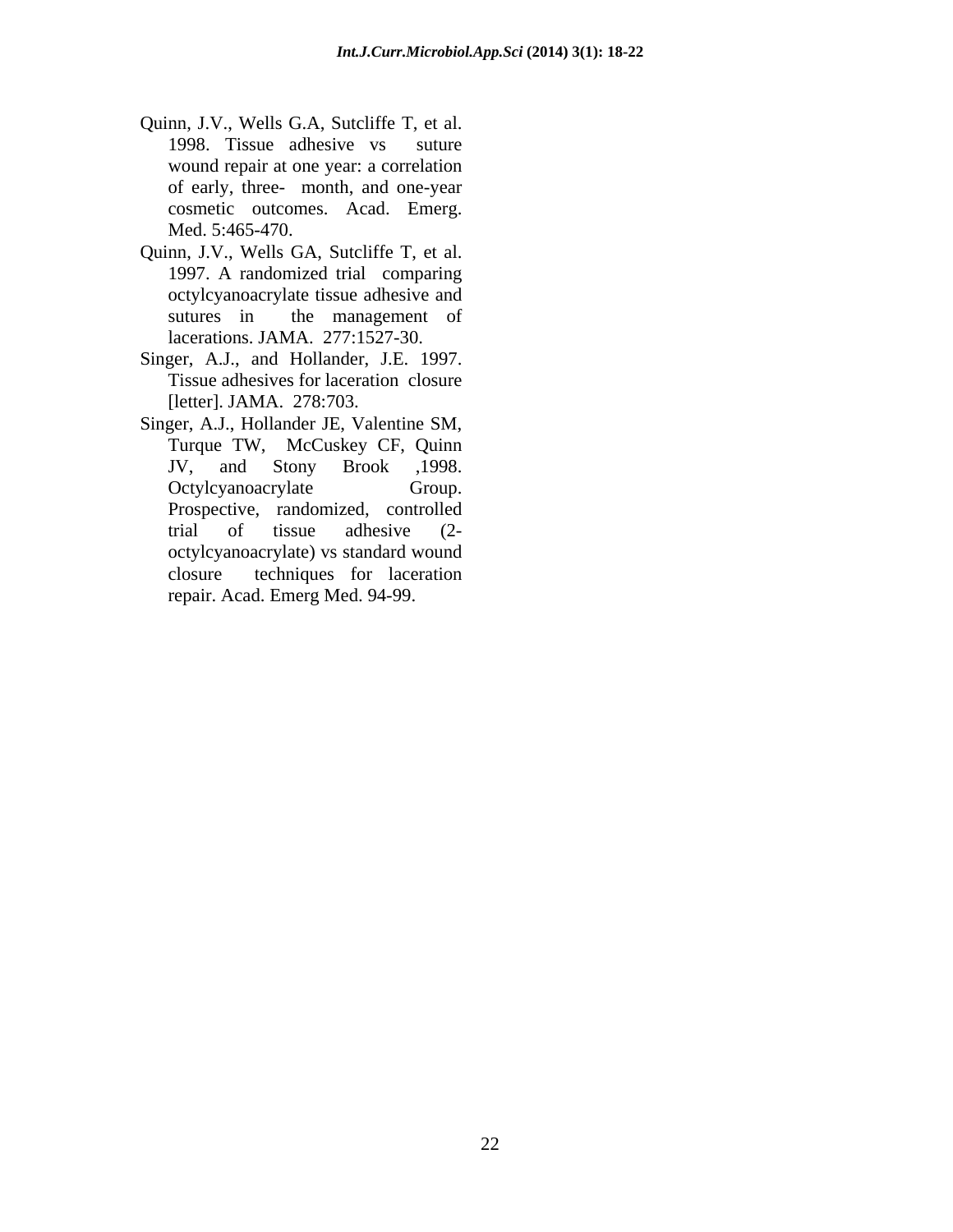Quinn, J.V., Wells G.A, Sutcliffe T, et al. 1998. Tissue adhesive vs suture wound repair at one year: a correlation of early, three- month, and one-year cosmetic outcomes. Acad. Emerg. Med. 5:465-470.

Quinn, J.V., Wells GA, Sutcliffe T, et al. 1997. A randomized trial comparing octylcyanoacrylate tissue adhesive and sutures in the management of lacerations. JAMA. 277:1527-30.

Singer, A.J., and Hollander, J.E. 1997. Tissue adhesives for laceration closure [letter]. JAMA. 278:703.

Singer, A.J., Hollander JE, Valentine SM, Turque TW, McCuskey CF, Quinn JV, and Stony Brook ,1998. Octylcyanoacrylate Group. Prospective, randomized, controlled trial of tissue adhesive (2-octylcyanoacrylate) vs standard wound closure techniques for laceration repair. Acad. Emerg Med. 94-99.